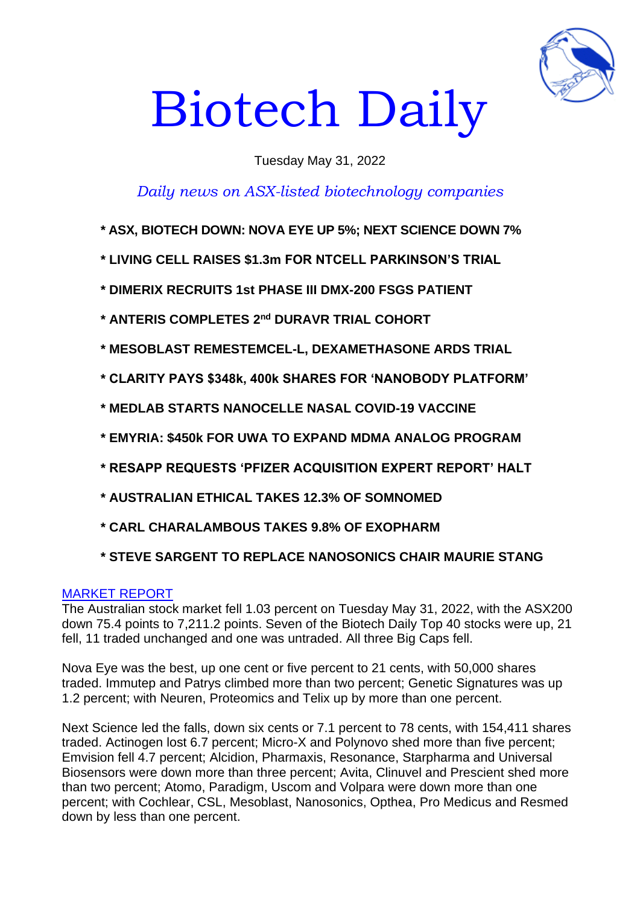# Biotech Daily

Tuesday May 31, 2022

*Daily news on ASX-listed biotechnology companies*

**\* ASX, BIOTECH DOWN: NOVA EYE UP 5%; NEXT SCIENCE DOWN 7%**

**\* LIVING CELL RAISES $1.3m FOR NTCELL PARKINSON'S TRIAL**

**\* DIMERIX RECRUITS 1st PHASE III DMX-200 FSGS PATIENT**

**\* ANTERIS COMPLETES 2nd DURAVR TRIAL COHORT**

**\* MESOBLAST REMESTEMCEL-L, DEXAMETHASONE ARDS TRIAL**

**\* CLARITY PAYS $348k, 400k SHARES FOR 'NANOBODY PLATFORM'**

**\* MEDLAB STARTS NANOCELLE NASAL COVID-19 VACCINE**

**\* EMYRIA: $450k FOR UWA TO EXPAND MDMA ANALOG PROGRAM**

**\* RESAPP REQUESTS 'PFIZER ACQUISITION EXPERT REPORT' HALT**

**\* AUSTRALIAN ETHICAL TAKES 12.3% OF SOMNOMED**

**\* CARL CHARALAMBOUS TAKES 9.8% OF EXOPHARM**

**\* STEVE SARGENT TO REPLACE NANOSONICS CHAIR MAURIE STANG**

## MARKET REPORT

The Australian stock market fell 1.03 percent on Tuesday May 31, 2022, with the ASX200 down 75.4 points to 7,211.2 points. Seven of the Biotech Daily Top 40 stocks were up, 21 fell, 11 traded unchanged and one was untraded. All three Big Caps fell.

Nova Eye was the best, up one cent or five percent to 21 cents, with 50,000 shares traded. Immutep and Patrys climbed more than two percent; Genetic Signatures was up 1.2 percent; with Neuren, Proteomics and Telix up by more than one percent.

Next Science led the falls, down six cents or 7.1 percent to 78 cents, with 154,411 shares traded. Actinogen lost 6.7 percent; Micro-X and Polynovo shed more than five percent; Emvision fell 4.7 percent; Alcidion, Pharmaxis, Resonance, Starpharma and Universal Biosensors were down more than three percent; Avita, Clinuvel and Prescient shed more than two percent; Atomo, Paradigm, Uscom and Volpara were down more than one percent; with Cochlear, CSL, Mesoblast, Nanosonics, Opthea, Pro Medicus and Resmed down by less than one percent.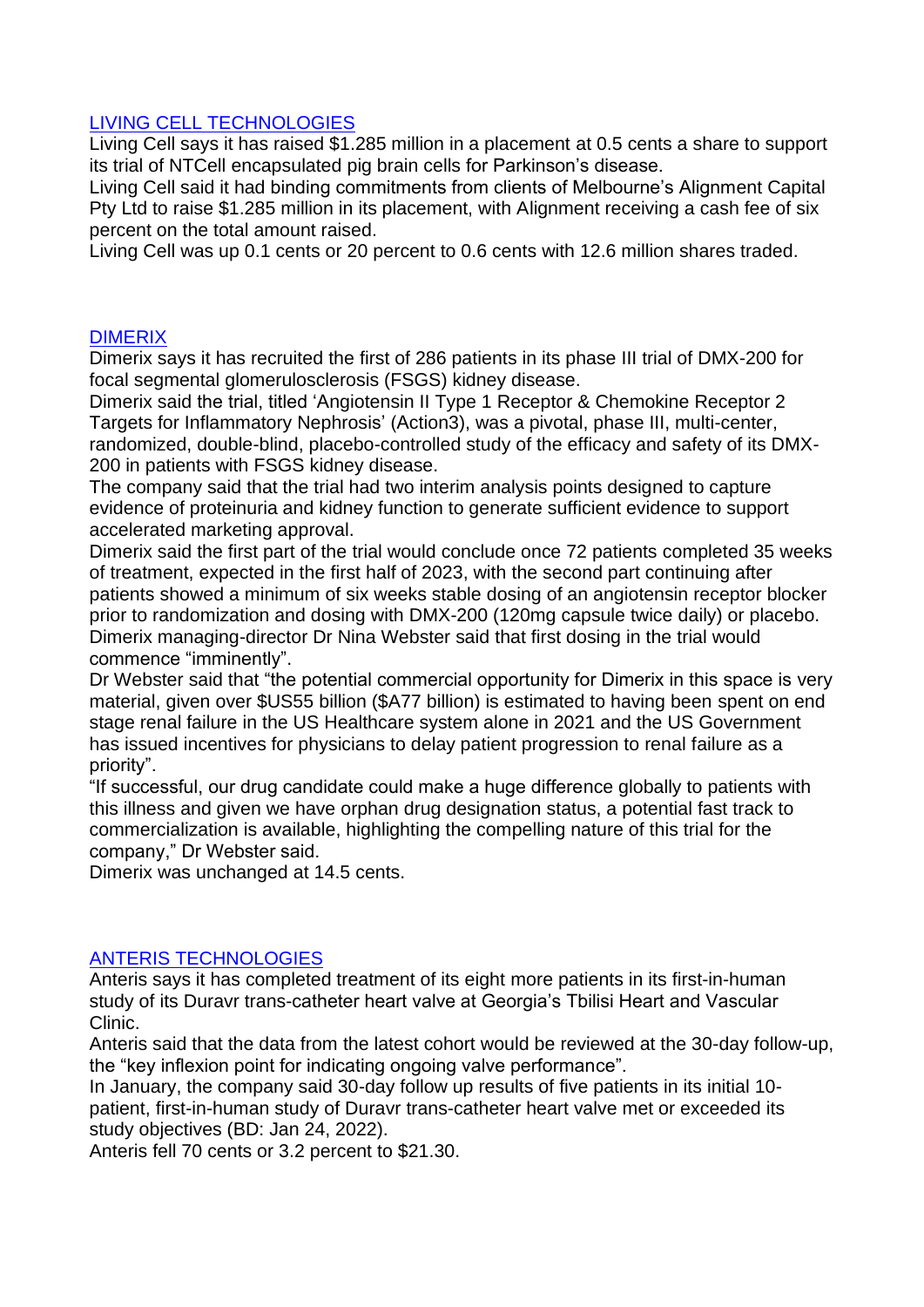## [LIVING CELL TECHNOLOGIES]

Living Cell says it has raised $1.285 million in a placement at 0.5 cents a share to support its trial of NTCell encapsulated pig brain cells for Parkinson's disease.

Living Cell said it had binding commitments from clients of Melbourne's Alignment Capital Pty Ltd to raise $1.285 million in its placement, with Alignment receiving a cash fee of six percent on the total amount raised.

Living Cell was up 0.1 cents or 20 percent to 0.6 cents with 12.6 million shares traded.

## [DIMERIX]

Dimerix says it has recruited the first of 286 patients in its phase III trial of DMX-200 for focal segmental glomerulosclerosis (FSGS) kidney disease.

Dimerix said the trial, titled 'Angiotensin II Type 1 Receptor & Chemokine Receptor 2 Targets for Inflammatory Nephrosis' (Action3), was a pivotal, phase III, multi-center, randomized, double-blind, placebo-controlled study of the efficacy and safety of its DMX-200 in patients with FSGS kidney disease.

The company said that the trial had two interim analysis points designed to capture evidence of proteinuria and kidney function to generate sufficient evidence to support accelerated marketing approval.

Dimerix said the first part of the trial would conclude once 72 patients completed 35 weeks of treatment, expected in the first half of 2023, with the second part continuing after patients showed a minimum of six weeks stable dosing of an angiotensin receptor blocker prior to randomization and dosing with DMX-200 (120mg capsule twice daily) or placebo.

Dimerix managing-director Dr Nina Webster said that first dosing in the trial would commence "imminently".

Dr Webster said that "the potential commercial opportunity for Dimerix in this space is very material, given over $US55 billion ($A77 billion) is estimated to having been spent on end stage renal failure in the US Healthcare system alone in 2021 and the US Government has issued incentives for physicians to delay patient progression to renal failure as a priority".

"If successful, our drug candidate could make a huge difference globally to patients with this illness and given we have orphan drug designation status, a potential fast track to commercialization is available, highlighting the compelling nature of this trial for the company," Dr Webster said.

Dimerix was unchanged at 14.5 cents.

## [ANTERIS TECHNOLOGIES]

Anteris says it has completed treatment of its eight more patients in its first-in-human study of its Duravr trans-catheter heart valve at Georgia's Tbilisi Heart and Vascular Clinic.

Anteris said that the data from the latest cohort would be reviewed at the 30-day follow-up, the "key inflexion point for indicating ongoing valve performance".

In January, the company said 30-day follow up results of five patients in its initial 10-patient, first-in-human study of Duravr trans-catheter heart valve met or exceeded its study objectives (BD: Jan 24, 2022).

Anteris fell 70 cents or 3.2 percent to $21.30.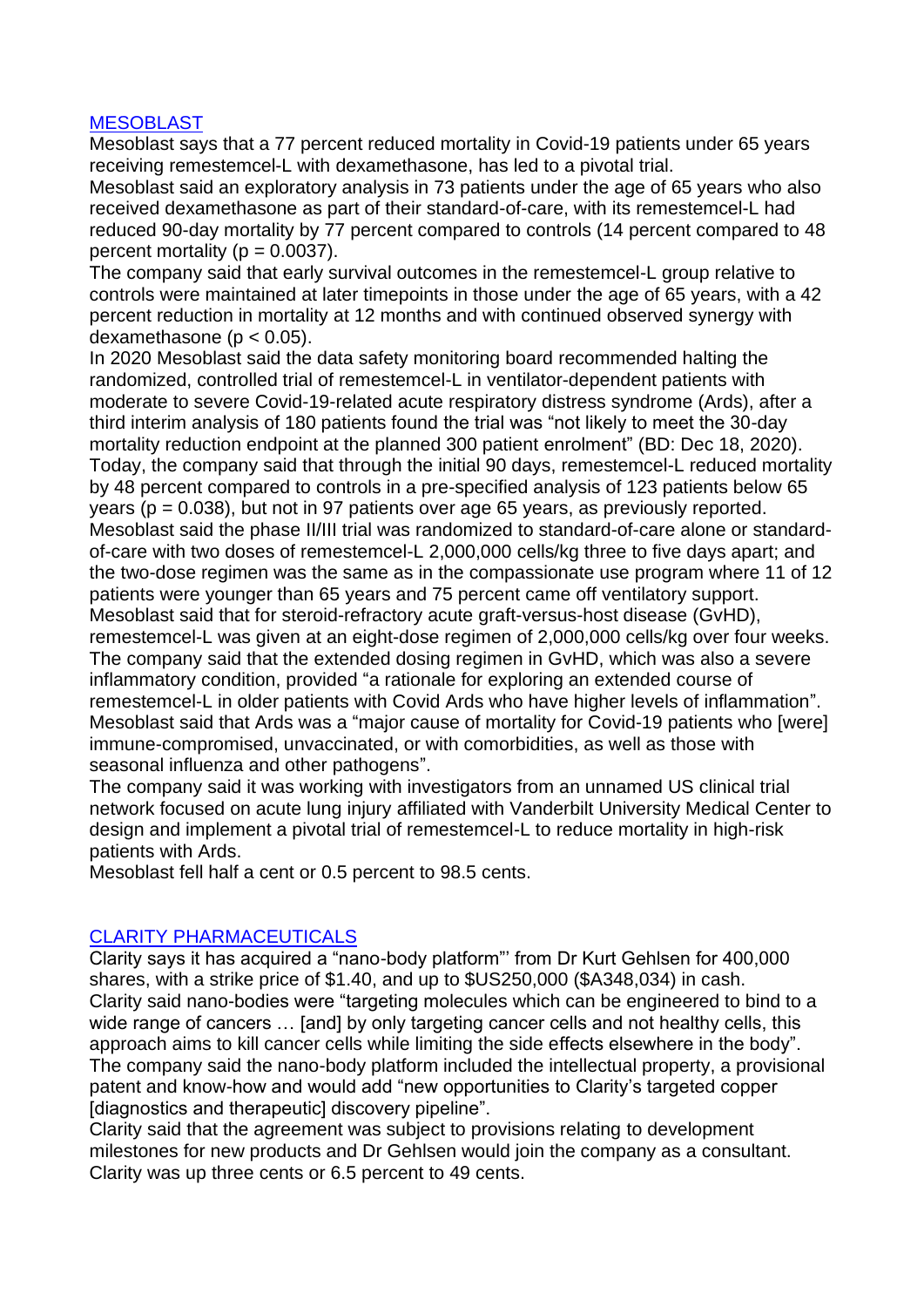## [MESOBLAST]

Mesoblast says that a 77 percent reduced mortality in Covid-19 patients under 65 years receiving remestemcel-L with dexamethasone, has led to a pivotal trial.

Mesoblast said an exploratory analysis in 73 patients under the age of 65 years who also received dexamethasone as part of their standard-of-care, with its remestemcel-L had reduced 90-day mortality by 77 percent compared to controls (14 percent compared to 48 percent mortality ($p = 0.0037$).

The company said that early survival outcomes in the remestemcel-L group relative to controls were maintained at later timepoints in those under the age of 65 years, with a 42 percent reduction in mortality at 12 months and with continued observed synergy with dexamethasone ($p < 0.05$).

In 2020 Mesoblast said the data safety monitoring board recommended halting the randomized, controlled trial of remestemcel-L in ventilator-dependent patients with moderate to severe Covid-19-related acute respiratory distress syndrome (Ards), after a third interim analysis of 180 patients found the trial was "not likely to meet the 30-day mortality reduction endpoint at the planned 300 patient enrolment" (BD: Dec 18, 2020).

Today, the company said that through the initial 90 days, remestemcel-L reduced mortality by 48 percent compared to controls in a pre-specified analysis of 123 patients below 65 years ($p = 0.038$), but not in 97 patients over age 65 years, as previously reported.

Mesoblast said the phase II/III trial was randomized to standard-of-care alone or standard-of-care with two doses of remestemcel-L 2,000,000 cells/kg three to five days apart; and the two-dose regimen was the same as in the compassionate use program where 11 of 12 patients were younger than 65 years and 75 percent came off ventilatory support.

Mesoblast said that for steroid-refractory acute graft-versus-host disease (GvHD), remestemcel-L was given at an eight-dose regimen of 2,000,000 cells/kg over four weeks.

The company said that the extended dosing regimen in GvHD, which was also a severe inflammatory condition, provided "a rationale for exploring an extended course of remestemcel-L in older patients with Covid Ards who have higher levels of inflammation".

Mesoblast said that Ards was a "major cause of mortality for Covid-19 patients who [were] immune-compromised, unvaccinated, or with comorbidities, as well as those with seasonal influenza and other pathogens".

The company said it was working with investigators from an unnamed US clinical trial network focused on acute lung injury affiliated with Vanderbilt University Medical Center to design and implement a pivotal trial of remestemcel-L to reduce mortality in high-risk patients with Ards.

Mesoblast fell half a cent or 0.5 percent to 98.5 cents.

## [CLARITY PHARMACEUTICALS]

Clarity says it has acquired a "nano-body platform"' from Dr Kurt Gehlsen for 400,000 shares, with a strike price of $1.40, and up to $US250,000 ($A348,034) in cash.

Clarity said nano-bodies were "targeting molecules which can be engineered to bind to a wide range of cancers … [and] by only targeting cancer cells and not healthy cells, this approach aims to kill cancer cells while limiting the side effects elsewhere in the body".

The company said the nano-body platform included the intellectual property, a provisional patent and know-how and would add "new opportunities to Clarity's targeted copper [diagnostics and therapeutic] discovery pipeline".

Clarity said that the agreement was subject to provisions relating to development milestones for new products and Dr Gehlsen would join the company as a consultant.

Clarity was up three cents or 6.5 percent to 49 cents.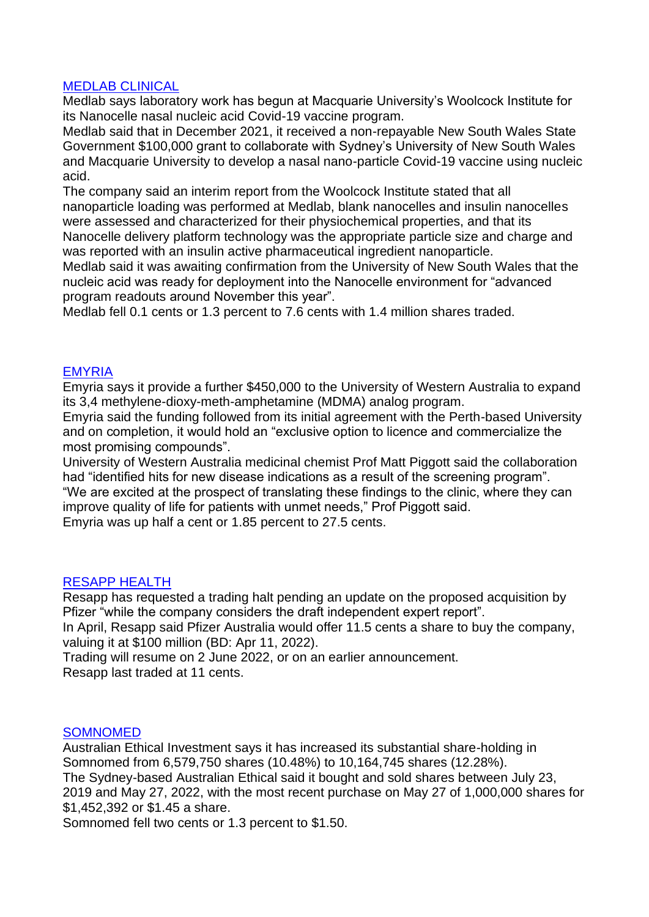## MEDLAB CLINICAL

Medlab says laboratory work has begun at Macquarie University's Woolcock Institute for its Nanocelle nasal nucleic acid Covid-19 vaccine program.

Medlab said that in December 2021, it received a non-repayable New South Wales State Government $100,000 grant to collaborate with Sydney's University of New South Wales and Macquarie University to develop a nasal nano-particle Covid-19 vaccine using nucleic acid.

The company said an interim report from the Woolcock Institute stated that all nanoparticle loading was performed at Medlab, blank nanocelles and insulin nanocelles were assessed and characterized for their physiochemical properties, and that its Nanocelle delivery platform technology was the appropriate particle size and charge and was reported with an insulin active pharmaceutical ingredient nanoparticle.

Medlab said it was awaiting confirmation from the University of New South Wales that the nucleic acid was ready for deployment into the Nanocelle environment for "advanced program readouts around November this year".

Medlab fell 0.1 cents or 1.3 percent to 7.6 cents with 1.4 million shares traded.

## EMYRIA

Emyria says it provide a further $450,000 to the University of Western Australia to expand its 3,4 methylene-dioxy-meth-amphetamine (MDMA) analog program.

Emyria said the funding followed from its initial agreement with the Perth-based University and on completion, it would hold an "exclusive option to licence and commercialize the most promising compounds".

University of Western Australia medicinal chemist Prof Matt Piggott said the collaboration had "identified hits for new disease indications as a result of the screening program".

"We are excited at the prospect of translating these findings to the clinic, where they can improve quality of life for patients with unmet needs," Prof Piggott said.

Emyria was up half a cent or 1.85 percent to 27.5 cents.

## RESAPP HEALTH

Resapp has requested a trading halt pending an update on the proposed acquisition by Pfizer "while the company considers the draft independent expert report".

In April, Resapp said Pfizer Australia would offer 11.5 cents a share to buy the company, valuing it at $100 million (BD: Apr 11, 2022).

Trading will resume on 2 June 2022, or on an earlier announcement.

Resapp last traded at 11 cents.

## SOMNOMED

Australian Ethical Investment says it has increased its substantial share-holding in Somnomed from 6,579,750 shares (10.48%) to 10,164,745 shares (12.28%).

The Sydney-based Australian Ethical said it bought and sold shares between July 23, 2019 and May 27, 2022, with the most recent purchase on May 27 of 1,000,000 shares for $1,452,392 or $1.45 a share.

Somnomed fell two cents or 1.3 percent to $1.50.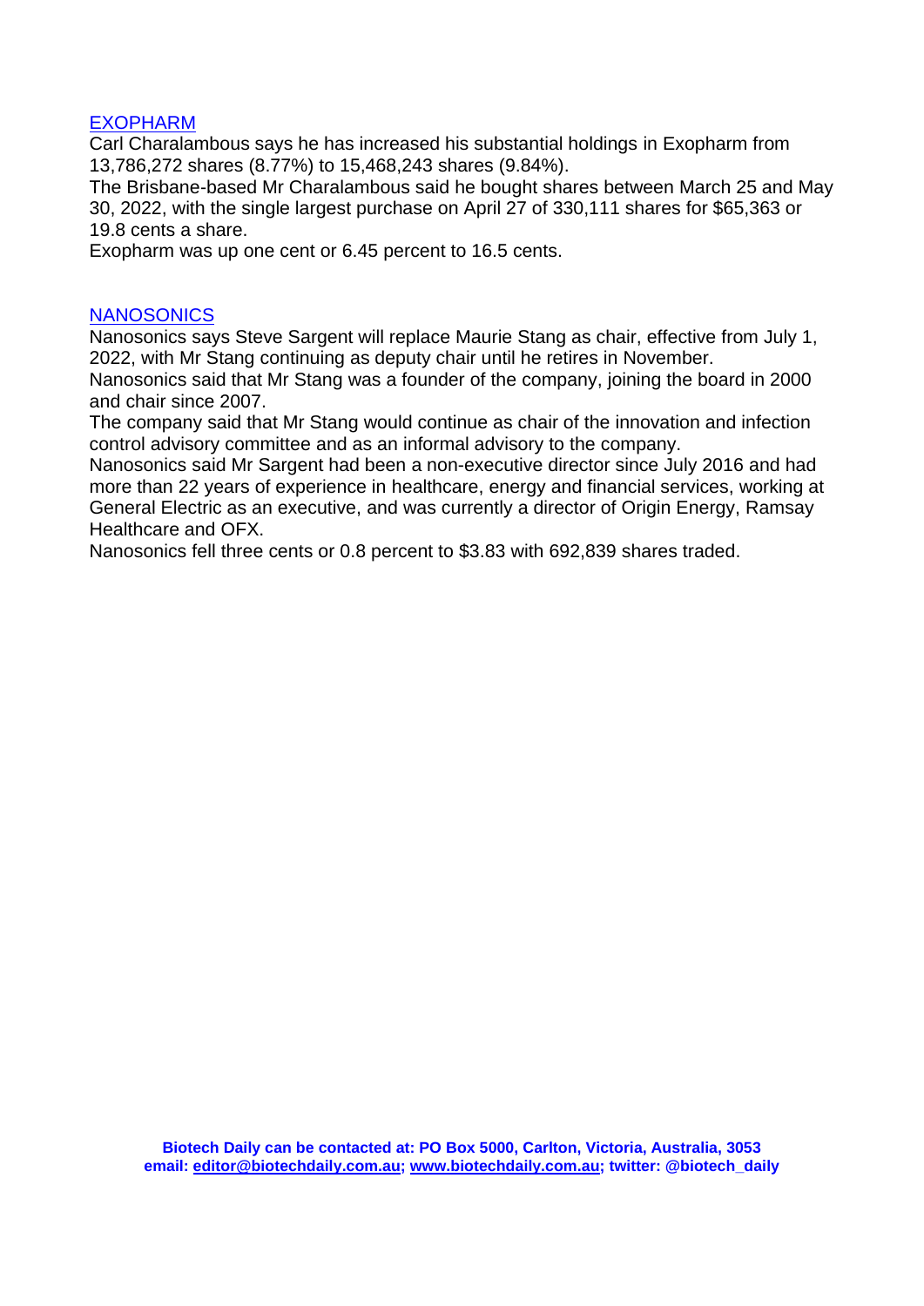## EXOPHARM

Carl Charalambous says he has increased his substantial holdings in Exopharm from 13,786,272 shares (8.77%) to 15,468,243 shares (9.84%).

The Brisbane-based Mr Charalambous said he bought shares between March 25 and May 30, 2022, with the single largest purchase on April 27 of 330,111 shares for $65,363 or 19.8 cents a share.

Exopharm was up one cent or 6.45 percent to 16.5 cents.

## NANOSONICS

Nanosonics says Steve Sargent will replace Maurie Stang as chair, effective from July 1, 2022, with Mr Stang continuing as deputy chair until he retires in November.

Nanosonics said that Mr Stang was a founder of the company, joining the board in 2000 and chair since 2007.

The company said that Mr Stang would continue as chair of the innovation and infection control advisory committee and as an informal advisory to the company.

Nanosonics said Mr Sargent had been a non-executive director since July 2016 and had more than 22 years of experience in healthcare, energy and financial services, working at General Electric as an executive, and was currently a director of Origin Energy, Ramsay Healthcare and OFX.

Nanosonics fell three cents or 0.8 percent to $3.83 with 692,839 shares traded.